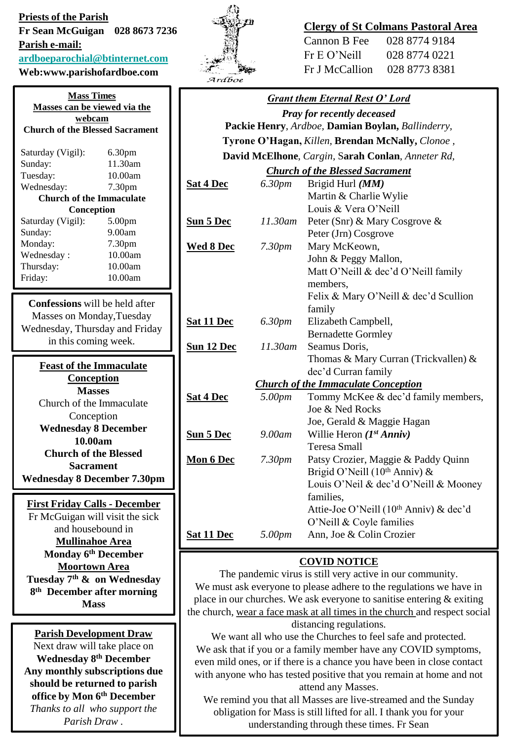**Priests of the Parish**

**Fr Sean McGuigan 028 8673 7236**

**Parish e-mail:**

**ardboeparochial@btinternet.com**

**Web:www.parishofardboe.com**

Ardboe

**Clergy of St Colmans Pastoral Area**

Cannon B Fee 028 8774 9184

Fr E O'Neill 028 8774 0221

Fr J McCallion 028 8773 8381

## Mass Times

**Masses can be viewed via the webcam**

**Church of the Blessed Sacrament**

| | |
|---|---|
| Saturday (Vigil): | 6.30pm |
| Sunday: | 11.30am |
| Tuesday: | 10.00am |
| Wednesday: | 7.30pm |

**Church of the Immaculate Conception**

| | |
|---|---|
| Saturday (Vigil): | 5.00pm |
| Sunday: | 9.00am |
| Monday: | 7.30pm |
| Wednesday : | 10.00am |
| Thursday: | 10.00am |
| Friday: | 10.00am |

**Confessions** will be held after Masses on Monday,Tuesday Wednesday, Thursday and Friday in this coming week.

## Feast of the Immaculate Conception

**Masses**

Church of the Immaculate Conception

**Wednesday 8 December 10.00am**

**Church of the Blessed Sacrament**

**Wednesday 8 December 7.30pm**

## First Friday Calls - December

Fr McGuigan will visit the sick and housebound in

**Mullinahoe Area**

**Monday 6th December**

**Moortown Area**

**Tuesday 7th & on Wednesday 8th December after morning Mass**

## Parish Development Draw

Next draw will take place on **Wednesday 8th December**

**Any monthly subscriptions due should be returned to parish office by Mon 6th December**

*Thanks to all who support the Parish Draw .*

## *Grant them Eternal Rest O' Lord*

***Pray for recently deceased***

**Packie Henry**, *Ardboe*, **Damian Boylan,** *Ballinderry,* **Tyrone O'Hagan,** *Killen,* **Brendan McNally,** *Clonoe* , **David McElhone**, *Cargin,* **Sarah Conlan**, *Anneter Rd,*

***Church of the Blessed Sacrament***

| | | |
|---|---|---|
| **Sat 4 Dec** | *6.30pm* | Brigid Hurl ***(MM)*** <br> Martin & Charlie Wylie <br> Louis & Vera O'Neill |
| **Sun 5 Dec** | *11.30am* | Peter (Snr) & Mary Cosgrove & Peter (Jrn) Cosgrove |
| **Wed 8 Dec** | *7.30pm* | Mary McKeown, <br> John & Peggy Mallon, <br> Matt O'Neill & dec'd O'Neill family members, <br> Felix & Mary O'Neill & dec'd Scullion family |
| **Sat 11 Dec** | *6.30pm* | Elizabeth Campbell, <br> Bernadette Gormley |
| **Sun 12 Dec** | *11.30am* | Seamus Doris, <br> Thomas & Mary Curran (Trickvallen) & dec'd Curran family |

***Church of the Immaculate Conception***

| | | |
|---|---|---|
| **Sat 4 Dec** | *5.00pm* | Tommy McKee & dec'd family members, <br> Joe & Ned Rocks <br> Joe, Gerald & Maggie Hagan |
| **Sun 5 Dec** | *9.00am* | Willie Heron ***(1st Anniv)*** <br> Teresa Small |
| **Mon 6 Dec** | *7.30pm* | Patsy Crozier, Maggie & Paddy Quinn <br> Brigid O'Neill (10th Anniv) & <br> Louis O'Neil & dec'd O'Neill & Mooney families, <br> Attie-Joe O'Neill (10th Anniv) & dec'd O'Neill & Coyle families |
| **Sat 11 Dec** | *5.00pm* | Ann, Joe & Colin Crozier |

## COVID NOTICE

The pandemic virus is still very active in our community. We must ask everyone to please adhere to the regulations we have in place in our churches. We ask everyone to sanitise entering & exiting the church, wear a face mask at all times in the church and respect social distancing regulations.

We want all who use the Churches to feel safe and protected. We ask that if you or a family member have any COVID symptoms, even mild ones, or if there is a chance you have been in close contact with anyone who has tested positive that you remain at home and not attend any Masses.

We remind you that all Masses are live-streamed and the Sunday obligation for Mass is still lifted for all. I thank you for your understanding through these times. Fr Sean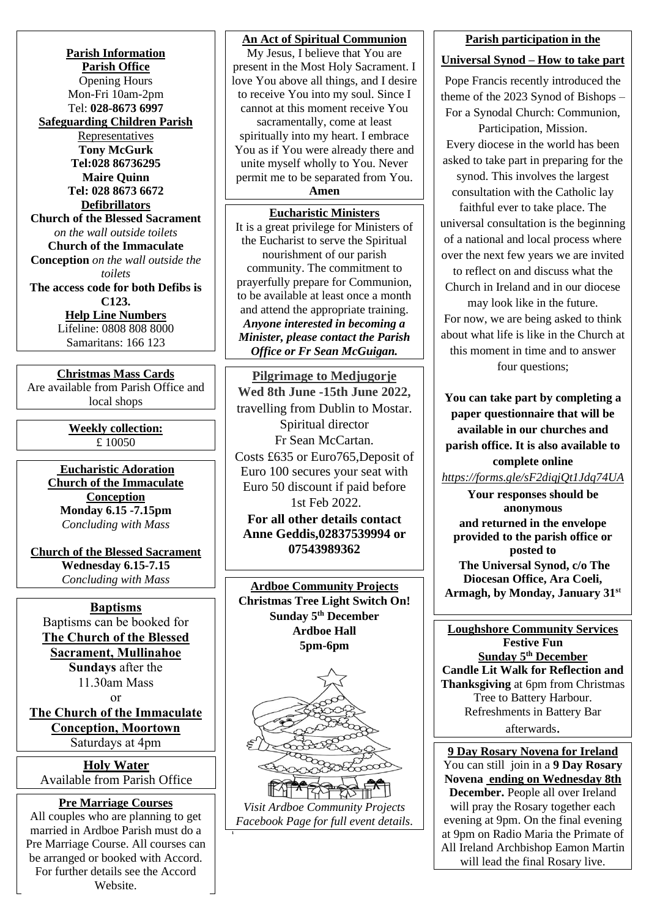**Parish Information**

**Parish Office**

Opening Hours
Mon-Fri 10am-2pm
Tel: **028-8673 6997**

**Safeguarding Children Parish**
Representatives
**Tony McGurk**
**Tel:028 86736295**
**Maire Quinn**
**Tel: 028 8673 6672**

**Defibrillators**

**Church of the Blessed Sacrament** *on the wall outside toilets*
**Church of the Immaculate Conception** *on the wall outside the toilets*
**The access code for both Defibs is C123.**

**Help Line Numbers**

Lifeline: 0808 808 8000
Samaritans: 166 123

**Christmas Mass Cards**

Are available from Parish Office and local shops

**Weekly collection:**
£ 10050

**Eucharistic Adoration**

**Church of the Immaculate Conception**
**Monday 6.15 -7.15pm**
*Concluding with Mass*

**Church of the Blessed Sacrament**
**Wednesday 6.15-7.15**
*Concluding with Mass*

**Baptisms**

Baptisms can be booked for **The Church of the Blessed Sacrament, Mullinahoe** **Sundays** after the 11.30am Mass
or
**The Church of the Immaculate Conception, Moortown** Saturdays at 4pm

**Holy Water**

Available from Parish Office

**Pre Marriage Courses**

All couples who are planning to get married in Ardboe Parish must do a Pre Marriage Course. All courses can be arranged or booked with Accord. For further details see the Accord Website.

**An Act of Spiritual Communion**

My Jesus, I believe that You are present in the Most Holy Sacrament. I love You above all things, and I desire to receive You into my soul. Since I cannot at this moment receive You sacramentally, come at least spiritually into my heart. I embrace You as if You were already there and unite myself wholly to You. Never permit me to be separated from You.
**Amen**

**Eucharistic Ministers**

It is a great privilege for Ministers of the Eucharist to serve the Spiritual nourishment of our parish community. The commitment to prayerfully prepare for Communion, to be available at least once a month and attend the appropriate training.
***Anyone interested in becoming a Minister, please contact the Parish Office or Fr Sean McGuigan.***

**Pilgrimage to Medjugorje**

**Wed 8th June -15th June 2022,** travelling from Dublin to Mostar.
Spiritual director
Fr Sean McCartan.
Costs £635 or Euro765,Deposit of Euro 100 secures your seat with Euro 50 discount if paid before 1st Feb 2022.
**For all other details contact Anne Geddis,02837539994 or 07543989362**

**Ardboe Community Projects**

**Christmas Tree Light Switch On!**
**Sunday 5th December**
**Ardboe Hall**
**5pm-6pm**

*Visit Ardboe Community Projects Facebook Page for full event details.*

**Parish participation in the Universal Synod – How to take part**

Pope Francis recently introduced the theme of the 2023 Synod of Bishops – For a Synodal Church: Communion, Participation, Mission.
Every diocese in the world has been asked to take part in preparing for the synod. This involves the largest consultation with the Catholic lay faithful ever to take place. The universal consultation is the beginning of a national and local process where over the next few years we are invited to reflect on and discuss what the Church in Ireland and in our diocese may look like in the future.
For now, we are being asked to think about what life is like in the Church at this moment in time and to answer four questions;

**You can take part by completing a paper questionnaire that will be available in our churches and parish office. It is also available to complete online**
*https://forms.gle/sF2diqjQt1Jdq74UA*
**Your responses should be anonymous and returned in the envelope provided to the parish office or posted to**
**The Universal Synod, c/o The Diocesan Office, Ara Coeli, Armagh, by Monday, January 31st**

**Loughshore Community Services**

**Festive Fun**
**Sunday 5th December**
**Candle Lit Walk for Reflection and Thanksgiving** at 6pm from Christmas Tree to Battery Harbour. Refreshments in Battery Bar afterwards.

**9 Day Rosary Novena for Ireland**

You can still join in a **9 Day Rosary Novena ending on Wednesday 8th December.** People all over Ireland will pray the Rosary together each evening at 9pm. On the final evening at 9pm on Radio Maria the Primate of All Ireland Archbishop Eamon Martin will lead the final Rosary live.